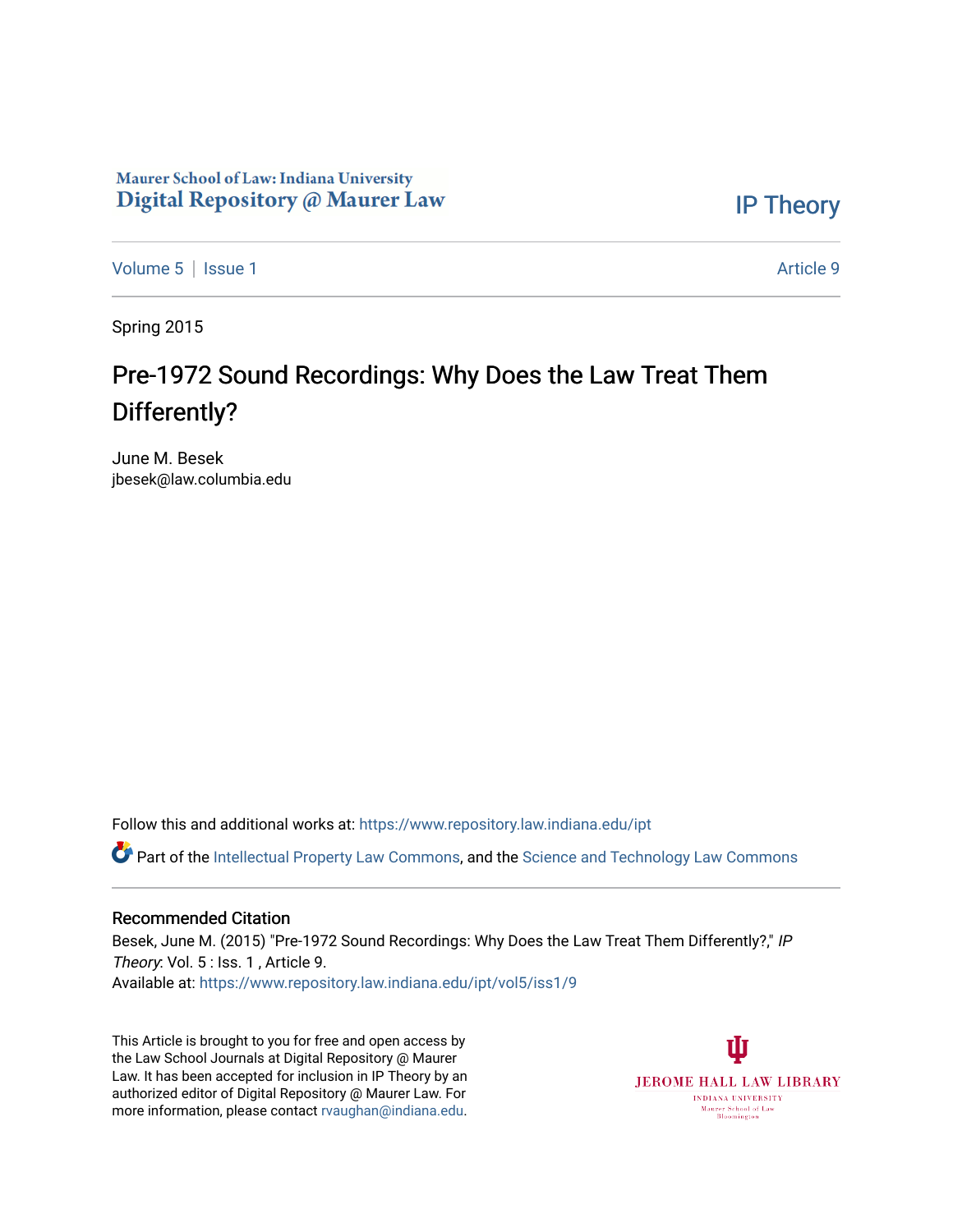Maurer School of Law: Indiana University
Digital Repository @ Maurer Law

IP Theory

Volume 5 | Issue 1 Article 9

Spring 2015

# Pre-1972 Sound Recordings: Why Does the Law Treat Them Differently?

June M. Besek
jbesek@law.columbia.edu

Follow this and additional works at: https://www.repository.law.indiana.edu/ipt

Part of the Intellectual Property Law Commons, and the Science and Technology Law Commons

## Recommended Citation

Besek, June M. (2015) "Pre-1972 Sound Recordings: Why Does the Law Treat Them Differently?," *IP Theory*: Vol. 5 : Iss. 1 , Article 9.
Available at: https://www.repository.law.indiana.edu/ipt/vol5/iss1/9

This Article is brought to you for free and open access by the Law School Journals at Digital Repository @ Maurer Law. It has been accepted for inclusion in IP Theory by an authorized editor of Digital Repository @ Maurer Law. For more information, please contact rvaughan@indiana.edu.

JEROME HALL LAW LIBRARY
INDIANA UNIVERSITY
Maurer School of Law
Bloomington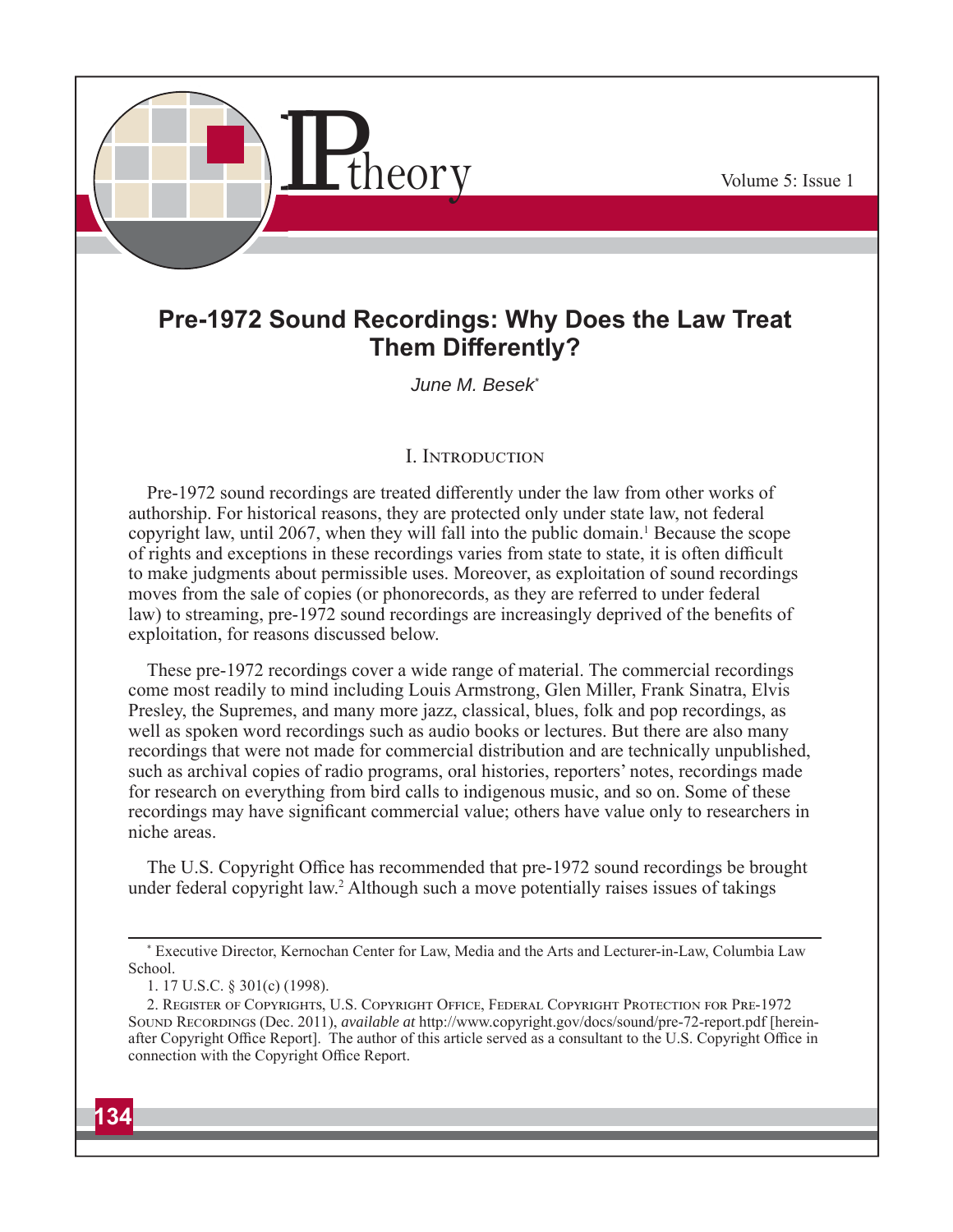# Pre-1972 Sound Recordings: Why Does the Law Treat Them Differently?

*June M. Besek*[*]

## I. Introduction

Pre-1972 sound recordings are treated differently under the law from other works of authorship. For historical reasons, they are protected only under state law, not federal copyright law, until 2067, when they will fall into the public domain.[1] Because the scope of rights and exceptions in these recordings varies from state to state, it is often difficult to make judgments about permissible uses. Moreover, as exploitation of sound recordings moves from the sale of copies (or phonorecords, as they are referred to under federal law) to streaming, pre-1972 sound recordings are increasingly deprived of the benefits of exploitation, for reasons discussed below.

These pre-1972 recordings cover a wide range of material. The commercial recordings come most readily to mind including Louis Armstrong, Glen Miller, Frank Sinatra, Elvis Presley, the Supremes, and many more jazz, classical, blues, folk and pop recordings, as well as spoken word recordings such as audio books or lectures. But there are also many recordings that were not made for commercial distribution and are technically unpublished, such as archival copies of radio programs, oral histories, reporters' notes, recordings made for research on everything from bird calls to indigenous music, and so on. Some of these recordings may have significant commercial value; others have value only to researchers in niche areas.

The U.S. Copyright Office has recommended that pre-1972 sound recordings be brought under federal copyright law.[2] Although such a move potentially raises issues of takings

---

[*] Executive Director, Kernochan Center for Law, Media and the Arts and Lecturer-in-Law, Columbia Law School.

1. 17 U.S.C. § 301(c) (1998).

2. Register of Copyrights, U.S. Copyright Office, Federal Copyright Protection for Pre-1972 Sound Recordings (Dec. 2011), *available at* http://www.copyright.gov/docs/sound/pre-72-report.pdf [hereinafter Copyright Office Report]. The author of this article served as a consultant to the U.S. Copyright Office in connection with the Copyright Office Report.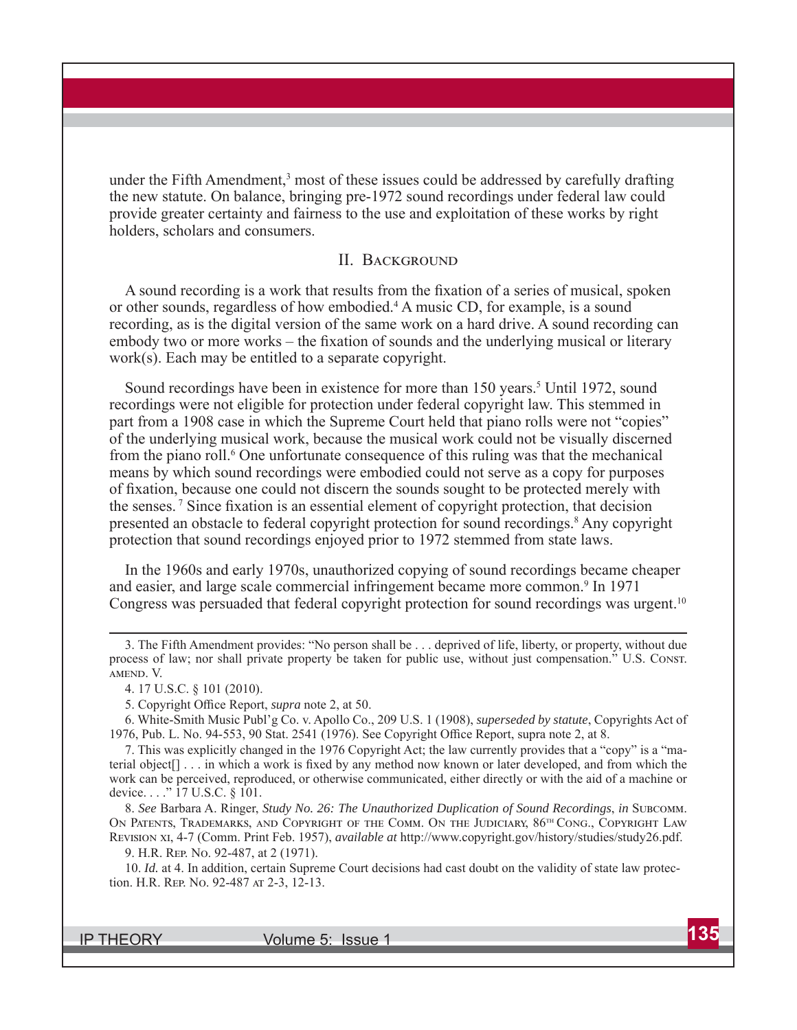under the Fifth Amendment,[3] most of these issues could be addressed by carefully drafting the new statute. On balance, bringing pre-1972 sound recordings under federal law could provide greater certainty and fairness to the use and exploitation of these works by right holders, scholars and consumers.

## II. Background

A sound recording is a work that results from the fixation of a series of musical, spoken or other sounds, regardless of how embodied.[4] A music CD, for example, is a sound recording, as is the digital version of the same work on a hard drive. A sound recording can embody two or more works – the fixation of sounds and the underlying musical or literary work(s). Each may be entitled to a separate copyright.

Sound recordings have been in existence for more than 150 years.[5] Until 1972, sound recordings were not eligible for protection under federal copyright law. This stemmed in part from a 1908 case in which the Supreme Court held that piano rolls were not "copies" of the underlying musical work, because the musical work could not be visually discerned from the piano roll.[6] One unfortunate consequence of this ruling was that the mechanical means by which sound recordings were embodied could not serve as a copy for purposes of fixation, because one could not discern the sounds sought to be protected merely with the senses.[7] Since fixation is an essential element of copyright protection, that decision presented an obstacle to federal copyright protection for sound recordings.[8] Any copyright protection that sound recordings enjoyed prior to 1972 stemmed from state laws.

In the 1960s and early 1970s, unauthorized copying of sound recordings became cheaper and easier, and large scale commercial infringement became more common.[9] In 1971 Congress was persuaded that federal copyright protection for sound recordings was urgent.[10]

---

3. The Fifth Amendment provides: "No person shall be . . . deprived of life, liberty, or property, without due process of law; nor shall private property be taken for public use, without just compensation." U.S. Const. amend. V.

4. 17 U.S.C. § 101 (2010).

5. Copyright Office Report, *supra* note 2, at 50.

6. White-Smith Music Publ'g Co. v. Apollo Co., 209 U.S. 1 (1908), *superseded by statute*, Copyrights Act of 1976, Pub. L. No. 94-553, 90 Stat. 2541 (1976). See Copyright Office Report, supra note 2, at 8.

7. This was explicitly changed in the 1976 Copyright Act; the law currently provides that a "copy" is a "material object[] . . . in which a work is fixed by any method now known or later developed, and from which the work can be perceived, reproduced, or otherwise communicated, either directly or with the aid of a machine or device. . . ." 17 U.S.C. § 101.

8. *See* Barbara A. Ringer, *Study No. 26: The Unauthorized Duplication of Sound Recordings*, *in* Subcomm. On Patents, Trademarks, and Copyright of the Comm. On the Judiciary, 86th Cong., Copyright Law Revision xi, 4-7 (Comm. Print Feb. 1957), *available at* http://www.copyright.gov/history/studies/study26.pdf.

9. H.R. Rep. No. 92-487, at 2 (1971).

10. *Id.* at 4. In addition, certain Supreme Court decisions had cast doubt on the validity of state law protection. H.R. Rep. No. 92-487 at 2-3, 12-13.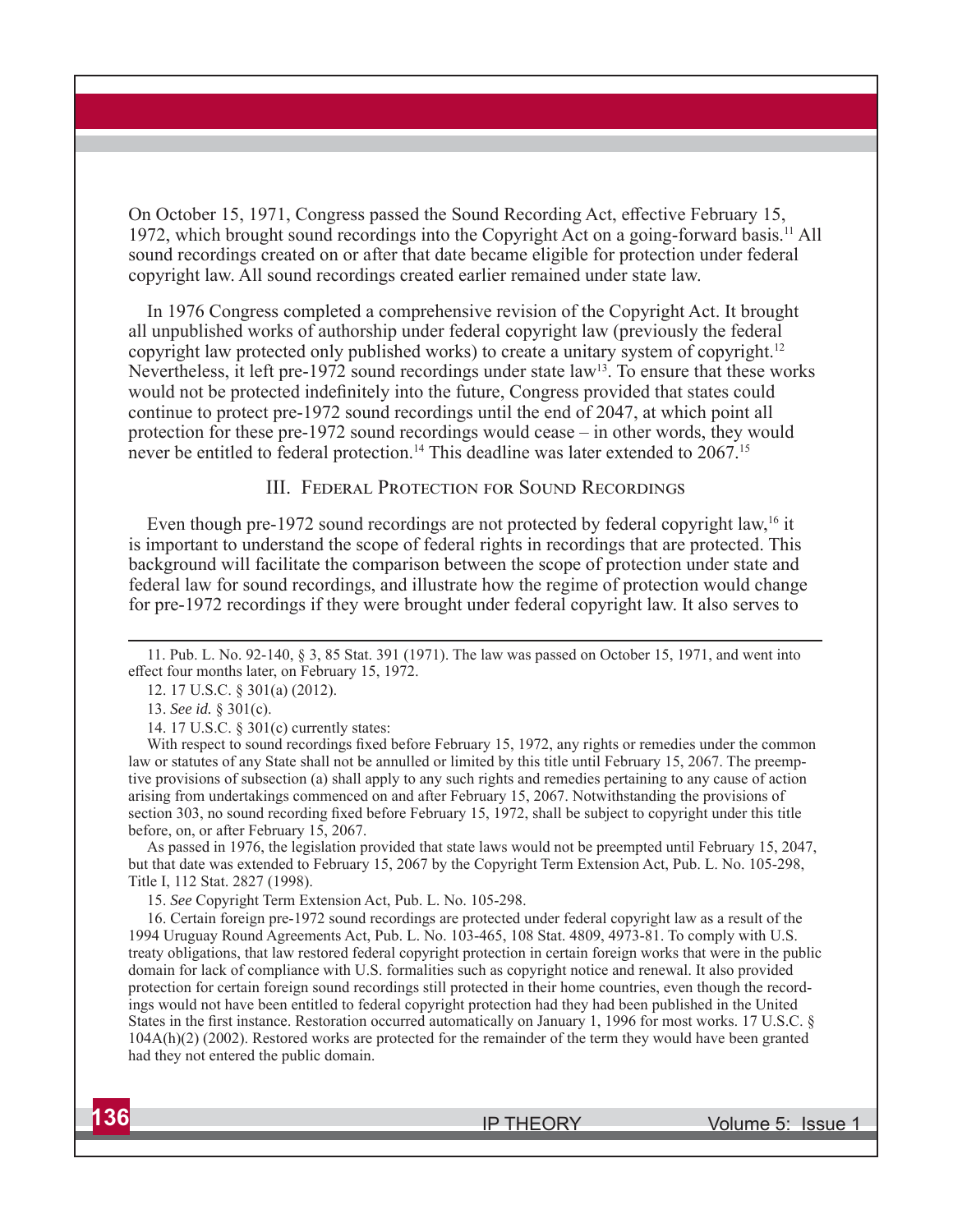On October 15, 1971, Congress passed the Sound Recording Act, effective February 15, 1972, which brought sound recordings into the Copyright Act on a going-forward basis.[11] All sound recordings created on or after that date became eligible for protection under federal copyright law. All sound recordings created earlier remained under state law.

In 1976 Congress completed a comprehensive revision of the Copyright Act. It brought all unpublished works of authorship under federal copyright law (previously the federal copyright law protected only published works) to create a unitary system of copyright.[12] Nevertheless, it left pre-1972 sound recordings under state law[13]. To ensure that these works would not be protected indefinitely into the future, Congress provided that states could continue to protect pre-1972 sound recordings until the end of 2047, at which point all protection for these pre-1972 sound recordings would cease – in other words, they would never be entitled to federal protection.[14] This deadline was later extended to 2067.[15]

## III. Federal Protection for Sound Recordings

Even though pre-1972 sound recordings are not protected by federal copyright law,[16] it is important to understand the scope of federal rights in recordings that are protected. This background will facilitate the comparison between the scope of protection under state and federal law for sound recordings, and illustrate how the regime of protection would change for pre-1972 recordings if they were brought under federal copyright law. It also serves to

---

11. Pub. L. No. 92-140, § 3, 85 Stat. 391 (1971). The law was passed on October 15, 1971, and went into effect four months later, on February 15, 1972.

12. 17 U.S.C. § 301(a) (2012).

13. *See id.* § 301(c).

14. 17 U.S.C. § 301(c) currently states:

With respect to sound recordings fixed before February 15, 1972, any rights or remedies under the common law or statutes of any State shall not be annulled or limited by this title until February 15, 2067. The preemptive provisions of subsection (a) shall apply to any such rights and remedies pertaining to any cause of action arising from undertakings commenced on and after February 15, 2067. Notwithstanding the provisions of section 303, no sound recording fixed before February 15, 1972, shall be subject to copyright under this title before, on, or after February 15, 2067.

As passed in 1976, the legislation provided that state laws would not be preempted until February 15, 2047, but that date was extended to February 15, 2067 by the Copyright Term Extension Act, Pub. L. No. 105-298, Title I, 112 Stat. 2827 (1998).

15. *See* Copyright Term Extension Act, Pub. L. No. 105-298.

16. Certain foreign pre-1972 sound recordings are protected under federal copyright law as a result of the 1994 Uruguay Round Agreements Act, Pub. L. No. 103-465, 108 Stat. 4809, 4973-81. To comply with U.S. treaty obligations, that law restored federal copyright protection in certain foreign works that were in the public domain for lack of compliance with U.S. formalities such as copyright notice and renewal. It also provided protection for certain foreign sound recordings still protected in their home countries, even though the recordings would not have been entitled to federal copyright protection had they had been published in the United States in the first instance. Restoration occurred automatically on January 1, 1996 for most works. 17 U.S.C. § 104A(h)(2) (2002). Restored works are protected for the remainder of the term they would have been granted had they not entered the public domain.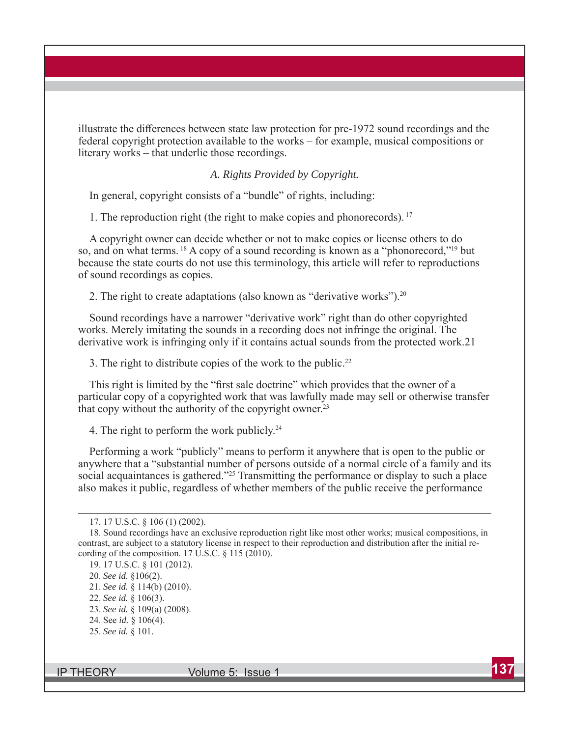illustrate the differences between state law protection for pre-1972 sound recordings and the federal copyright protection available to the works – for example, musical compositions or literary works – that underlie those recordings.

### *A. Rights Provided by Copyright.*

In general, copyright consists of a "bundle" of rights, including:

1. The reproduction right (the right to make copies and phonorecords). [17]

A copyright owner can decide whether or not to make copies or license others to do so, and on what terms. [18] A copy of a sound recording is known as a "phonorecord,"[19] but because the state courts do not use this terminology, this article will refer to reproductions of sound recordings as copies.

2. The right to create adaptations (also known as "derivative works").[20]

Sound recordings have a narrower "derivative work" right than do other copyrighted works. Merely imitating the sounds in a recording does not infringe the original. The derivative work is infringing only if it contains actual sounds from the protected work.21

3. The right to distribute copies of the work to the public.[22]

This right is limited by the "first sale doctrine" which provides that the owner of a particular copy of a copyrighted work that was lawfully made may sell or otherwise transfer that copy without the authority of the copyright owner.[23]

4. The right to perform the work publicly.[24]

Performing a work "publicly" means to perform it anywhere that is open to the public or anywhere that a "substantial number of persons outside of a normal circle of a family and its social acquaintances is gathered."[25] Transmitting the performance or display to such a place also makes it public, regardless of whether members of the public receive the performance

---

17. 17 U.S.C. § 106 (1) (2002).

18. Sound recordings have an exclusive reproduction right like most other works; musical compositions, in contrast, are subject to a statutory license in respect to their reproduction and distribution after the initial recording of the composition. 17 U.S.C. § 115 (2010).

19. 17 U.S.C. § 101 (2012).

20. *See id.* §106(2).

21. *See id.* § 114(b) (2010).

22. *See id.* § 106(3).

23. *See id.* § 109(a) (2008).

24. See *id.* § 106(4).

25. *See id.* § 101.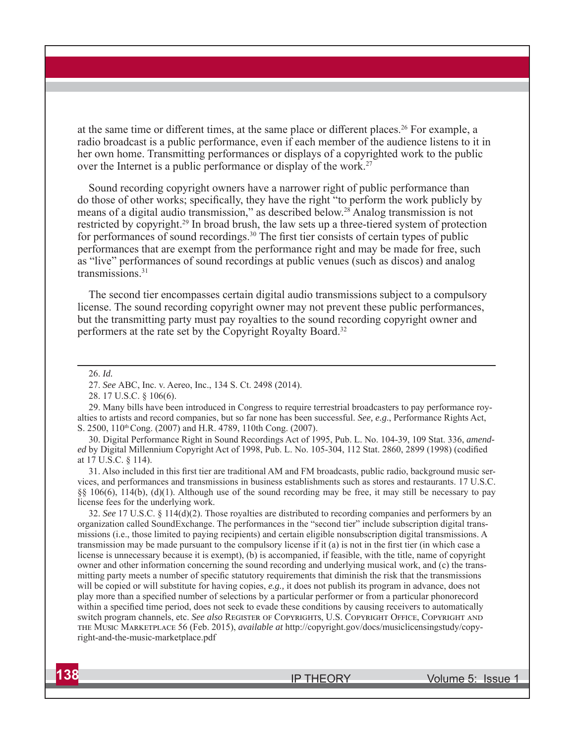at the same time or different times, at the same place or different places.[26] For example, a radio broadcast is a public performance, even if each member of the audience listens to it in her own home. Transmitting performances or displays of a copyrighted work to the public over the Internet is a public performance or display of the work.[27]

Sound recording copyright owners have a narrower right of public performance than do those of other works; specifically, they have the right "to perform the work publicly by means of a digital audio transmission," as described below.[28] Analog transmission is not restricted by copyright.[29] In broad brush, the law sets up a three-tiered system of protection for performances of sound recordings.[30] The first tier consists of certain types of public performances that are exempt from the performance right and may be made for free, such as "live" performances of sound recordings at public venues (such as discos) and analog transmissions.[31]

The second tier encompasses certain digital audio transmissions subject to a compulsory license. The sound recording copyright owner may not prevent these public performances, but the transmitting party must pay royalties to the sound recording copyright owner and performers at the rate set by the Copyright Royalty Board.[32]

---

26. *Id.*

27. *See* ABC, Inc. v. Aereo, Inc., 134 S. Ct. 2498 (2014).

28. 17 U.S.C. § 106(6).

29. Many bills have been introduced in Congress to require terrestrial broadcasters to pay performance royalties to artists and record companies, but so far none has been successful. *See, e.g.*, Performance Rights Act, S. 2500, 110th Cong. (2007) and H.R. 4789, 110th Cong. (2007).

30. Digital Performance Right in Sound Recordings Act of 1995, Pub. L. No. 104-39, 109 Stat. 336, *amended* by Digital Millennium Copyright Act of 1998, Pub. L. No. 105-304, 112 Stat. 2860, 2899 (1998) (codified at 17 U.S.C. § 114).

31. Also included in this first tier are traditional AM and FM broadcasts, public radio, background music services, and performances and transmissions in business establishments such as stores and restaurants. 17 U.S.C. §§ 106(6), 114(b), (d)(1). Although use of the sound recording may be free, it may still be necessary to pay license fees for the underlying work.

32. *See* 17 U.S.C. § 114(d)(2). Those royalties are distributed to recording companies and performers by an organization called SoundExchange. The performances in the "second tier" include subscription digital transmissions (i.e., those limited to paying recipients) and certain eligible nonsubscription digital transmissions. A transmission may be made pursuant to the compulsory license if it (a) is not in the first tier (in which case a license is unnecessary because it is exempt), (b) is accompanied, if feasible, with the title, name of copyright owner and other information concerning the sound recording and underlying musical work, and (c) the transmitting party meets a number of specific statutory requirements that diminish the risk that the transmissions will be copied or will substitute for having copies, *e.g.,* it does not publish its program in advance, does not play more than a specified number of selections by a particular performer or from a particular phonorecord within a specified time period, does not seek to evade these conditions by causing receivers to automatically switch program channels, etc. *See also* Register of Copyrights, U.S. Copyright Office, Copyright and the Music Marketplace 56 (Feb. 2015), *available at* http://copyright.gov/docs/musiclicensingstudy/copyright-and-the-music-marketplace.pdf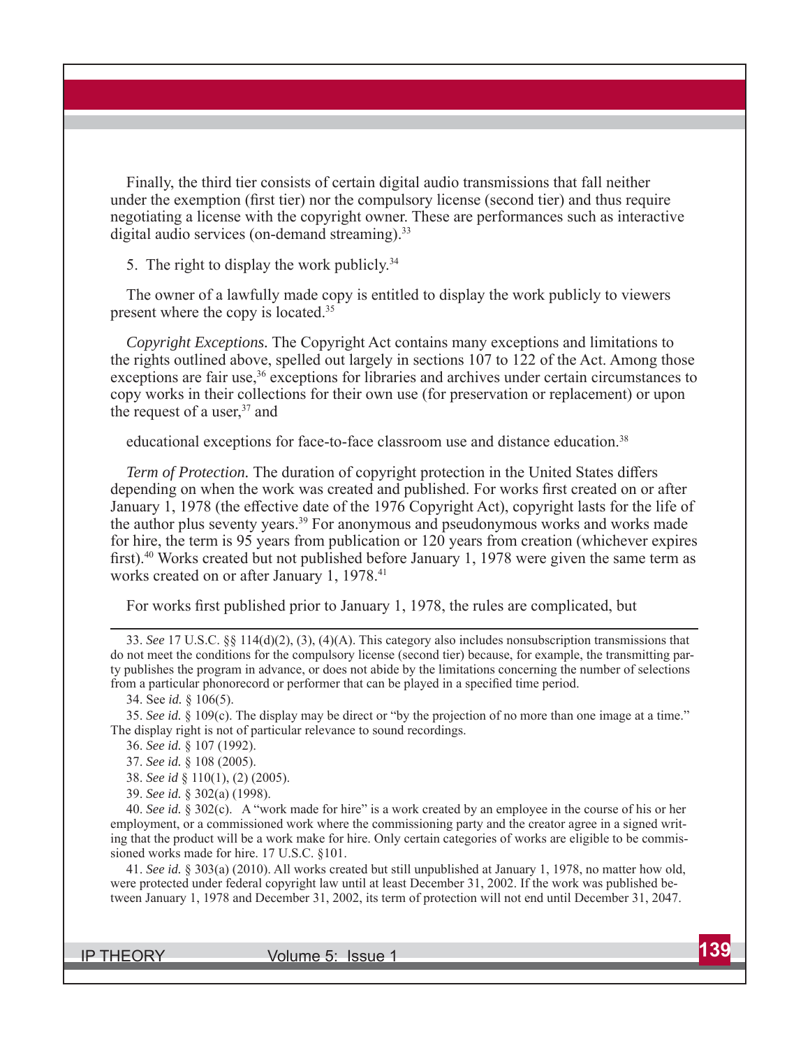Finally, the third tier consists of certain digital audio transmissions that fall neither under the exemption (first tier) nor the compulsory license (second tier) and thus require negotiating a license with the copyright owner. These are performances such as interactive digital audio services (on-demand streaming).[33]

5. The right to display the work publicly.[34]

The owner of a lawfully made copy is entitled to display the work publicly to viewers present where the copy is located.[35]

*Copyright Exceptions.* The Copyright Act contains many exceptions and limitations to the rights outlined above, spelled out largely in sections 107 to 122 of the Act. Among those exceptions are fair use,[36] exceptions for libraries and archives under certain circumstances to copy works in their collections for their own use (for preservation or replacement) or upon the request of a user,[37] and

educational exceptions for face-to-face classroom use and distance education.[38]

*Term of Protection.* The duration of copyright protection in the United States differs depending on when the work was created and published. For works first created on or after January 1, 1978 (the effective date of the 1976 Copyright Act), copyright lasts for the life of the author plus seventy years.[39] For anonymous and pseudonymous works and works made for hire, the term is 95 years from publication or 120 years from creation (whichever expires first).[40] Works created but not published before January 1, 1978 were given the same term as works created on or after January 1, 1978.[41]

For works first published prior to January 1, 1978, the rules are complicated, but

---

33. *See* 17 U.S.C. §§ 114(d)(2), (3), (4)(A). This category also includes nonsubscription transmissions that do not meet the conditions for the compulsory license (second tier) because, for example, the transmitting party publishes the program in advance, or does not abide by the limitations concerning the number of selections from a particular phonorecord or performer that can be played in a specified time period.

34. See *id.* § 106(5).

35. *See id.* § 109(c). The display may be direct or "by the projection of no more than one image at a time." The display right is not of particular relevance to sound recordings.

36. *See id.* § 107 (1992).

37. *See id.* § 108 (2005).

38. *See id* § 110(1), (2) (2005).

39. *See id.* § 302(a) (1998).

40. *See id.* § 302(c). A "work made for hire" is a work created by an employee in the course of his or her employment, or a commissioned work where the commissioning party and the creator agree in a signed writing that the product will be a work make for hire. Only certain categories of works are eligible to be commissioned works made for hire. 17 U.S.C. §101.

41. *See id.* § 303(a) (2010). All works created but still unpublished at January 1, 1978, no matter how old, were protected under federal copyright law until at least December 31, 2002. If the work was published between January 1, 1978 and December 31, 2002, its term of protection will not end until December 31, 2047.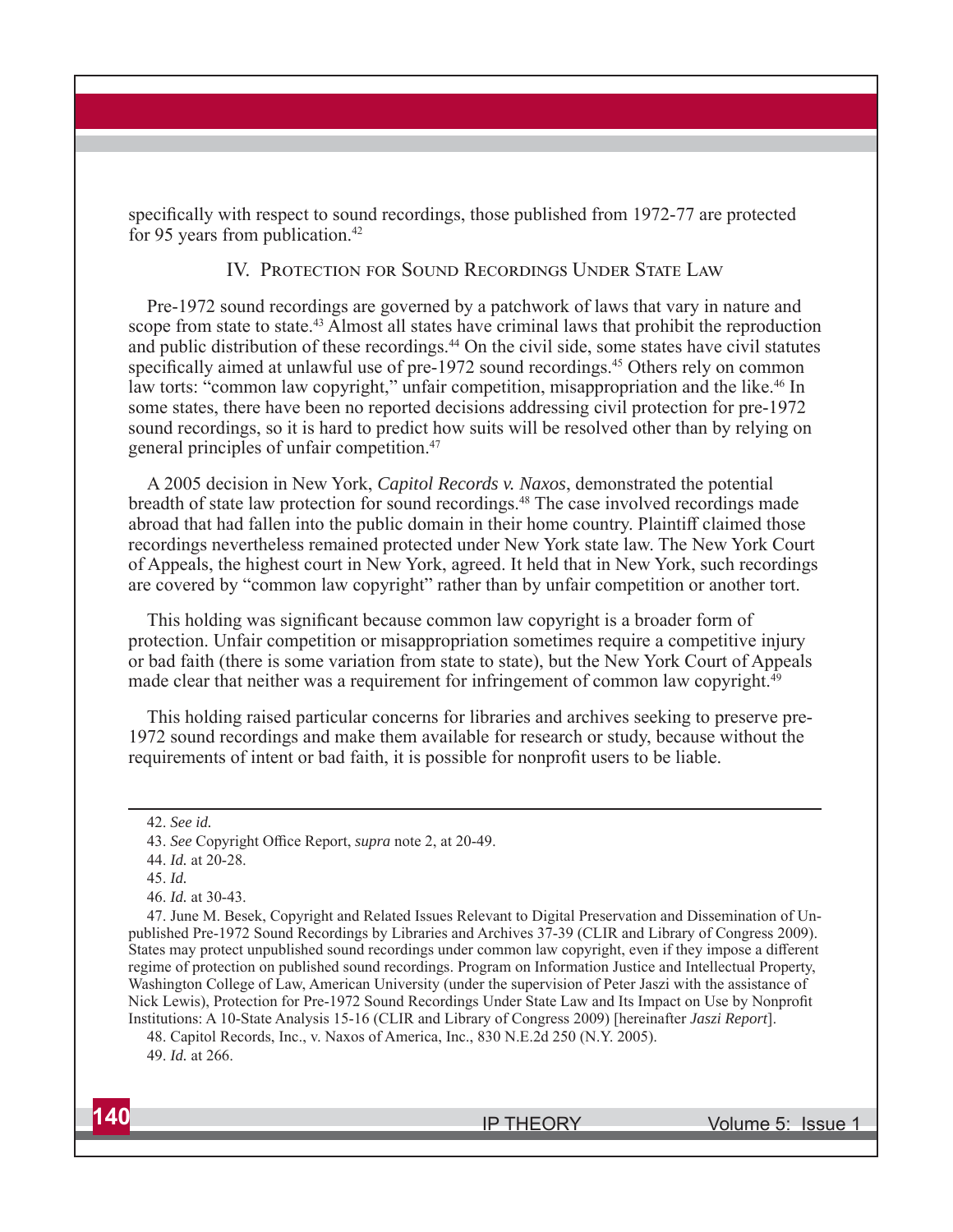specifically with respect to sound recordings, those published from 1972-77 are protected for 95 years from publication.[42]

## IV. Protection for Sound Recordings Under State Law

Pre-1972 sound recordings are governed by a patchwork of laws that vary in nature and scope from state to state.[43] Almost all states have criminal laws that prohibit the reproduction and public distribution of these recordings.[44] On the civil side, some states have civil statutes specifically aimed at unlawful use of pre-1972 sound recordings.[45] Others rely on common law torts: "common law copyright," unfair competition, misappropriation and the like.[46] In some states, there have been no reported decisions addressing civil protection for pre-1972 sound recordings, so it is hard to predict how suits will be resolved other than by relying on general principles of unfair competition.[47]

A 2005 decision in New York, *Capitol Records v. Naxos*, demonstrated the potential breadth of state law protection for sound recordings.[48] The case involved recordings made abroad that had fallen into the public domain in their home country. Plaintiff claimed those recordings nevertheless remained protected under New York state law. The New York Court of Appeals, the highest court in New York, agreed. It held that in New York, such recordings are covered by "common law copyright" rather than by unfair competition or another tort.

This holding was significant because common law copyright is a broader form of protection. Unfair competition or misappropriation sometimes require a competitive injury or bad faith (there is some variation from state to state), but the New York Court of Appeals made clear that neither was a requirement for infringement of common law copyright.[49]

This holding raised particular concerns for libraries and archives seeking to preserve pre-1972 sound recordings and make them available for research or study, because without the requirements of intent or bad faith, it is possible for nonprofit users to be liable.

---

42. *See id.*

43. *See* Copyright Office Report, *supra* note 2, at 20-49.

44. *Id.* at 20-28.

45. *Id.*

46. *Id.* at 30-43.

47. June M. Besek, Copyright and Related Issues Relevant to Digital Preservation and Dissemination of Unpublished Pre-1972 Sound Recordings by Libraries and Archives 37-39 (CLIR and Library of Congress 2009). States may protect unpublished sound recordings under common law copyright, even if they impose a different regime of protection on published sound recordings. Program on Information Justice and Intellectual Property, Washington College of Law, American University (under the supervision of Peter Jaszi with the assistance of Nick Lewis), Protection for Pre-1972 Sound Recordings Under State Law and Its Impact on Use by Nonprofit Institutions: A 10-State Analysis 15-16 (CLIR and Library of Congress 2009) [hereinafter *Jaszi Report*].

48. Capitol Records, Inc., v. Naxos of America, Inc., 830 N.E.2d 250 (N.Y. 2005).

49. *Id.* at 266.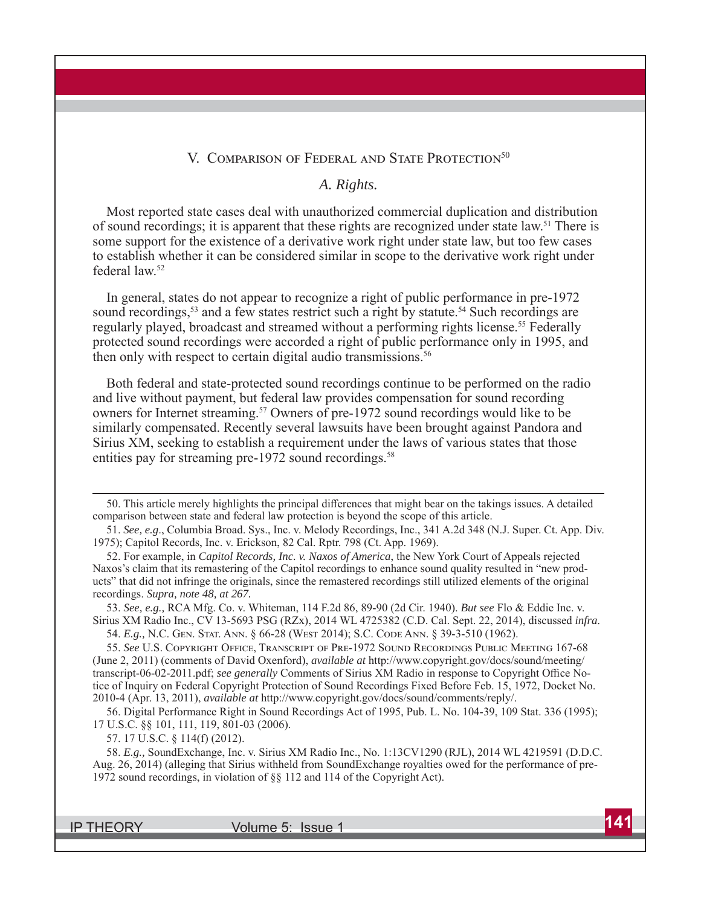## V. Comparison of Federal and State Protection[50]

### *A. Rights.*

Most reported state cases deal with unauthorized commercial duplication and distribution of sound recordings; it is apparent that these rights are recognized under state law.[51] There is some support for the existence of a derivative work right under state law, but too few cases to establish whether it can be considered similar in scope to the derivative work right under federal law.[52]

In general, states do not appear to recognize a right of public performance in pre-1972 sound recordings,[53] and a few states restrict such a right by statute.[54] Such recordings are regularly played, broadcast and streamed without a performing rights license.[55] Federally protected sound recordings were accorded a right of public performance only in 1995, and then only with respect to certain digital audio transmissions.[56]

Both federal and state-protected sound recordings continue to be performed on the radio and live without payment, but federal law provides compensation for sound recording owners for Internet streaming.[57] Owners of pre-1972 sound recordings would like to be similarly compensated. Recently several lawsuits have been brought against Pandora and Sirius XM, seeking to establish a requirement under the laws of various states that those entities pay for streaming pre-1972 sound recordings.[58]

---

50. This article merely highlights the principal differences that might bear on the takings issues. A detailed comparison between state and federal law protection is beyond the scope of this article.

51. *See, e.g*., Columbia Broad. Sys., Inc. v. Melody Recordings, Inc., 341 A.2d 348 (N.J. Super. Ct. App. Div. 1975); Capitol Records, Inc. v. Erickson, 82 Cal. Rptr. 798 (Ct. App. 1969).

52. For example, in *Capitol Records, Inc. v. Naxos of America*, the New York Court of Appeals rejected Naxos's claim that its remastering of the Capitol recordings to enhance sound quality resulted in "new products" that did not infringe the originals, since the remastered recordings still utilized elements of the original recordings. *Supra, note 48, at 267.*

53. *See, e.g.,* RCA Mfg. Co. v. Whiteman, 114 F.2d 86, 89-90 (2d Cir. 1940). *But see* Flo & Eddie Inc. v. Sirius XM Radio Inc., CV 13-5693 PSG (RZx), 2014 WL 4725382 (C.D. Cal. Sept. 22, 2014), discussed *infra*.

54. *E.g.,* N.C. Gen. Stat. Ann. § 66-28 (West 2014); S.C. Code Ann. § 39-3-510 (1962).

55. *See* U.S. Copyright Office, Transcript of Pre-1972 Sound Recordings Public Meeting 167-68 (June 2, 2011) (comments of David Oxenford), *available at* http://www.copyright.gov/docs/sound/meeting/transcript-06-02-2011.pdf; *see generally* Comments of Sirius XM Radio in response to Copyright Office Notice of Inquiry on Federal Copyright Protection of Sound Recordings Fixed Before Feb. 15, 1972, Docket No. 2010-4 (Apr. 13, 2011), *available at* http://www.copyright.gov/docs/sound/comments/reply/.

56. Digital Performance Right in Sound Recordings Act of 1995, Pub. L. No. 104-39, 109 Stat. 336 (1995); 17 U.S.C. §§ 101, 111, 119, 801-03 (2006).

57. 17 U.S.C. § 114(f) (2012).

58. *E.g.,* SoundExchange, Inc. v. Sirius XM Radio Inc., No. 1:13CV1290 (RJL), 2014 WL 4219591 (D.D.C. Aug. 26, 2014) (alleging that Sirius withheld from SoundExchange royalties owed for the performance of pre-1972 sound recordings, in violation of §§ 112 and 114 of the Copyright Act).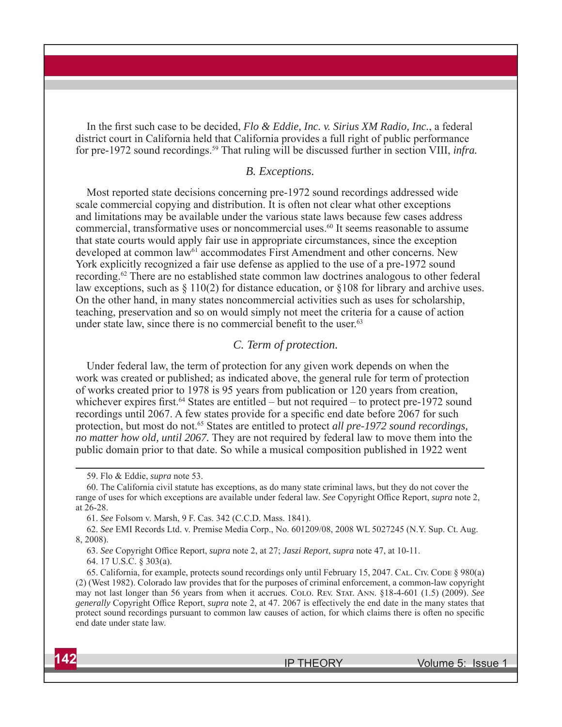In the first such case to be decided, *Flo & Eddie, Inc. v. Sirius XM Radio, Inc.*, a federal district court in California held that California provides a full right of public performance for pre-1972 sound recordings.[59] That ruling will be discussed further in section VIII, *infra.*

### *B. Exceptions.*

Most reported state decisions concerning pre-1972 sound recordings addressed wide scale commercial copying and distribution. It is often not clear what other exceptions and limitations may be available under the various state laws because few cases address commercial, transformative uses or noncommercial uses.[60] It seems reasonable to assume that state courts would apply fair use in appropriate circumstances, since the exception developed at common law[61] accommodates First Amendment and other concerns. New York explicitly recognized a fair use defense as applied to the use of a pre-1972 sound recording.[62] There are no established state common law doctrines analogous to other federal law exceptions, such as § 110(2) for distance education, or §108 for library and archive uses. On the other hand, in many states noncommercial activities such as uses for scholarship, teaching, preservation and so on would simply not meet the criteria for a cause of action under state law, since there is no commercial benefit to the user.[63]

### *C. Term of protection.*

Under federal law, the term of protection for any given work depends on when the work was created or published; as indicated above, the general rule for term of protection of works created prior to 1978 is 95 years from publication or 120 years from creation, whichever expires first.[64] States are entitled – but not required – to protect pre-1972 sound recordings until 2067. A few states provide for a specific end date before 2067 for such protection, but most do not.[65] States are entitled to protect *all pre-1972 sound recordings, no matter how old, until 2067.* They are not required by federal law to move them into the public domain prior to that date. So while a musical composition published in 1922 went

---

59. Flo & Eddie, *supra* note 53.

60. The California civil statute has exceptions, as do many state criminal laws, but they do not cover the range of uses for which exceptions are available under federal law. *See* Copyright Office Report, *supra* note 2, at 26-28.

61. *See* Folsom v. Marsh, 9 F. Cas. 342 (C.C.D. Mass. 1841).

62. *See* EMI Records Ltd. v. Premise Media Corp., No. 601209/08, 2008 WL 5027245 (N.Y. Sup. Ct. Aug. 8, 2008).

63. *See* Copyright Office Report, *supra* note 2, at 27; *Jaszi Report*, *supra* note 47, at 10-11.

64. 17 U.S.C. § 303(a).

65. California, for example, protects sound recordings only until February 15, 2047. Cal. Civ. Code § 980(a)(2) (West 1982). Colorado law provides that for the purposes of criminal enforcement, a common-law copyright may not last longer than 56 years from when it accrues. Colo. Rev. Stat. Ann. §18-4-601 (1.5) (2009). *See generally* Copyright Office Report, *supra* note 2, at 47. 2067 is effectively the end date in the many states that protect sound recordings pursuant to common law causes of action, for which claims there is often no specific end date under state law.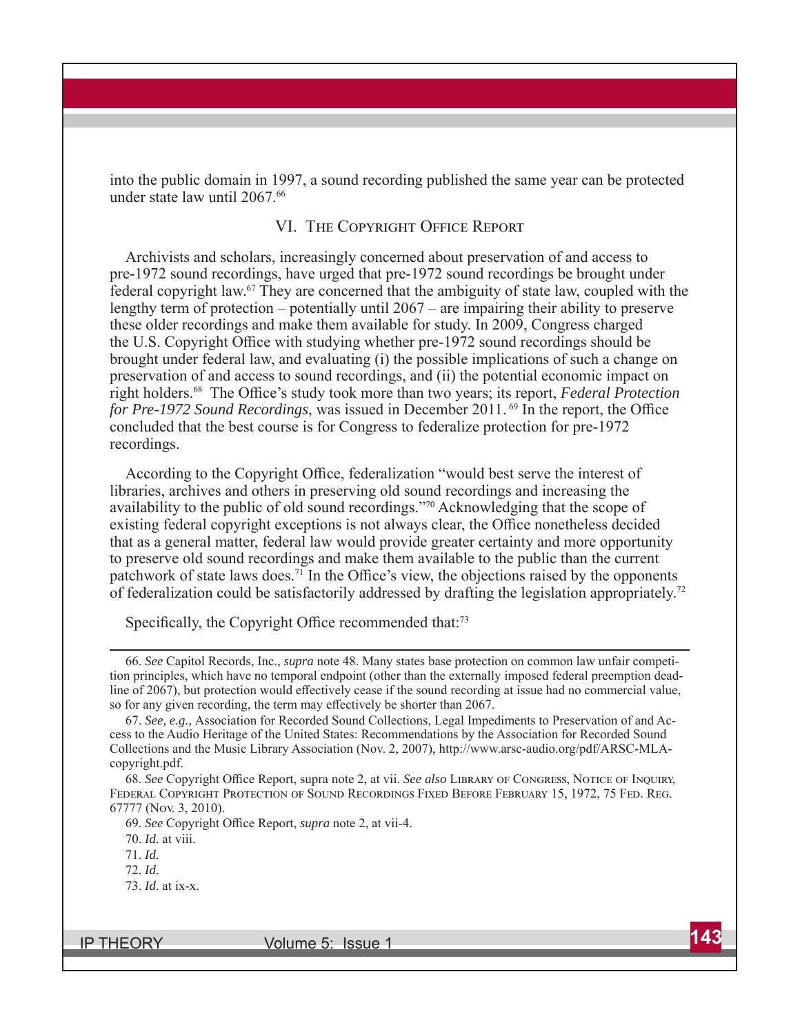into the public domain in 1997, a sound recording published the same year can be protected under state law until 2067.[66]

## VI. The Copyright Office Report

Archivists and scholars, increasingly concerned about preservation of and access to pre-1972 sound recordings, have urged that pre-1972 sound recordings be brought under federal copyright law.[67] They are concerned that the ambiguity of state law, coupled with the lengthy term of protection – potentially until 2067 – are impairing their ability to preserve these older recordings and make them available for study. In 2009, Congress charged the U.S. Copyright Office with studying whether pre-1972 sound recordings should be brought under federal law, and evaluating (i) the possible implications of such a change on preservation of and access to sound recordings, and (ii) the potential economic impact on right holders.[68] The Office's study took more than two years; its report, *Federal Protection for Pre-1972 Sound Recordings*, was issued in December 2011.[69] In the report, the Office concluded that the best course is for Congress to federalize protection for pre-1972 recordings.

According to the Copyright Office, federalization "would best serve the interest of libraries, archives and others in preserving old sound recordings and increasing the availability to the public of old sound recordings."[70] Acknowledging that the scope of existing federal copyright exceptions is not always clear, the Office nonetheless decided that as a general matter, federal law would provide greater certainty and more opportunity to preserve old sound recordings and make them available to the public than the current patchwork of state laws does.[71] In the Office's view, the objections raised by the opponents of federalization could be satisfactorily addressed by drafting the legislation appropriately.[72]

Specifically, the Copyright Office recommended that:[73]

---

66. *See* Capitol Records, Inc., *supra* note 48. Many states base protection on common law unfair competition principles, which have no temporal endpoint (other than the externally imposed federal preemption deadline of 2067), but protection would effectively cease if the sound recording at issue had no commercial value, so for any given recording, the term may effectively be shorter than 2067.

67. *See, e.g.,* Association for Recorded Sound Collections, Legal Impediments to Preservation of and Access to the Audio Heritage of the United States: Recommendations by the Association for Recorded Sound Collections and the Music Library Association (Nov. 2, 2007), http://www.arsc-audio.org/pdf/ARSC-MLA-copyright.pdf.

68. *See* Copyright Office Report, supra note 2, at vii. *See also* Library of Congress, Notice of Inquiry, Federal Copyright Protection of Sound Recordings Fixed Before February 15, 1972, 75 Fed. Reg. 67777 (Nov. 3, 2010).

69. *See* Copyright Office Report, *supra* note 2, at vii-4.

70. *Id.* at viii.

71. *Id.*

72. *Id.*

73. *Id.* at ix-x.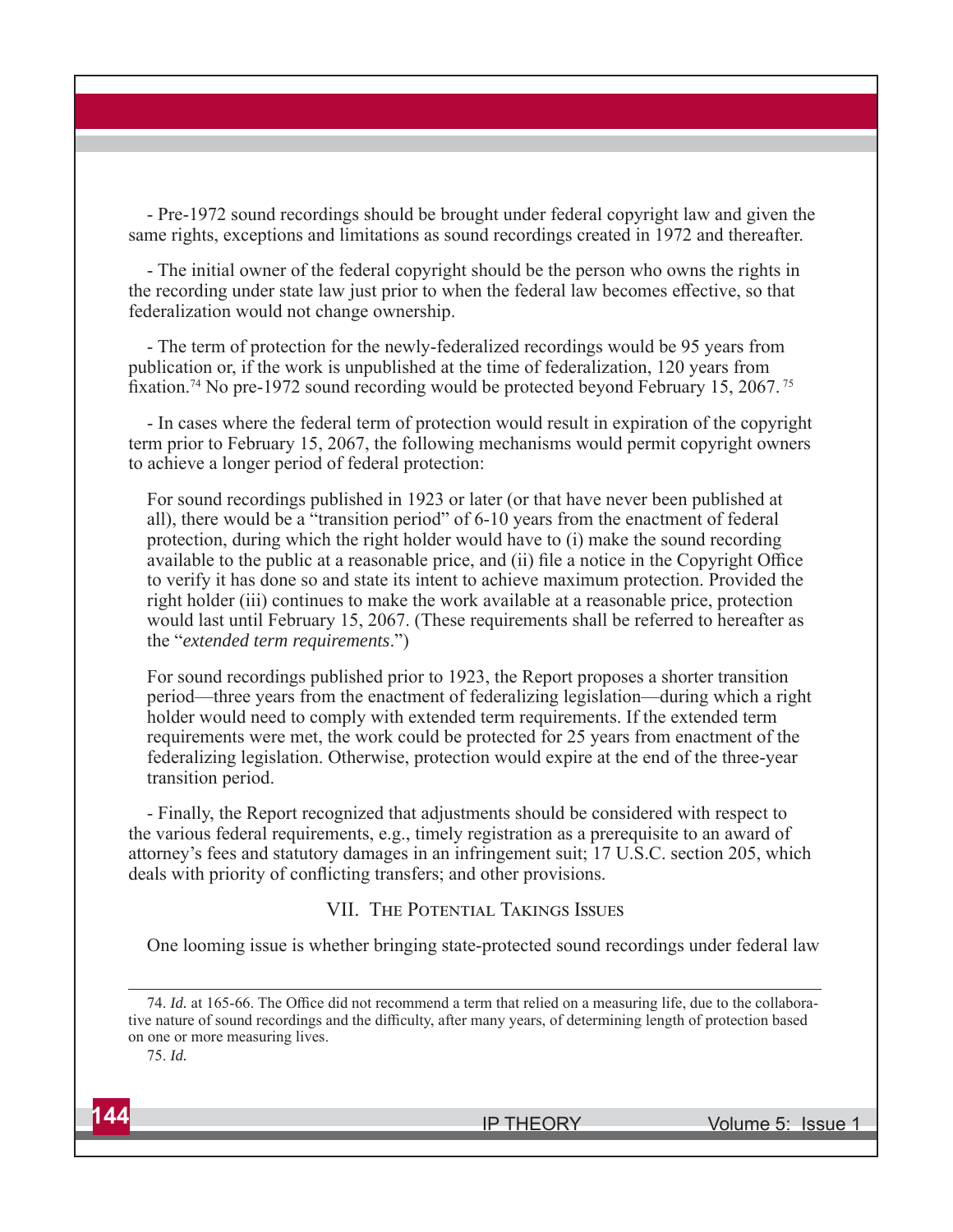- Pre-1972 sound recordings should be brought under federal copyright law and given the same rights, exceptions and limitations as sound recordings created in 1972 and thereafter.

- The initial owner of the federal copyright should be the person who owns the rights in the recording under state law just prior to when the federal law becomes effective, so that federalization would not change ownership.

- The term of protection for the newly-federalized recordings would be 95 years from publication or, if the work is unpublished at the time of federalization, 120 years from fixation.[74] No pre-1972 sound recording would be protected beyond February 15, 2067.[75]

- In cases where the federal term of protection would result in expiration of the copyright term prior to February 15, 2067, the following mechanisms would permit copyright owners to achieve a longer period of federal protection:

> For sound recordings published in 1923 or later (or that have never been published at all), there would be a "transition period" of 6-10 years from the enactment of federal protection, during which the right holder would have to (i) make the sound recording available to the public at a reasonable price, and (ii) file a notice in the Copyright Office to verify it has done so and state its intent to achieve maximum protection. Provided the right holder (iii) continues to make the work available at a reasonable price, protection would last until February 15, 2067. (These requirements shall be referred to hereafter as the "*extended term requirements*.")
>
> For sound recordings published prior to 1923, the Report proposes a shorter transition period—three years from the enactment of federalizing legislation—during which a right holder would need to comply with extended term requirements. If the extended term requirements were met, the work could be protected for 25 years from enactment of the federalizing legislation. Otherwise, protection would expire at the end of the three-year transition period.

- Finally, the Report recognized that adjustments should be considered with respect to the various federal requirements, e.g., timely registration as a prerequisite to an award of attorney's fees and statutory damages in an infringement suit; 17 U.S.C. section 205, which deals with priority of conflicting transfers; and other provisions.

## VII. The Potential Takings Issues

One looming issue is whether bringing state-protected sound recordings under federal law

---

74. *Id.* at 165-66. The Office did not recommend a term that relied on a measuring life, due to the collaborative nature of sound recordings and the difficulty, after many years, of determining length of protection based on one or more measuring lives.

75. *Id.*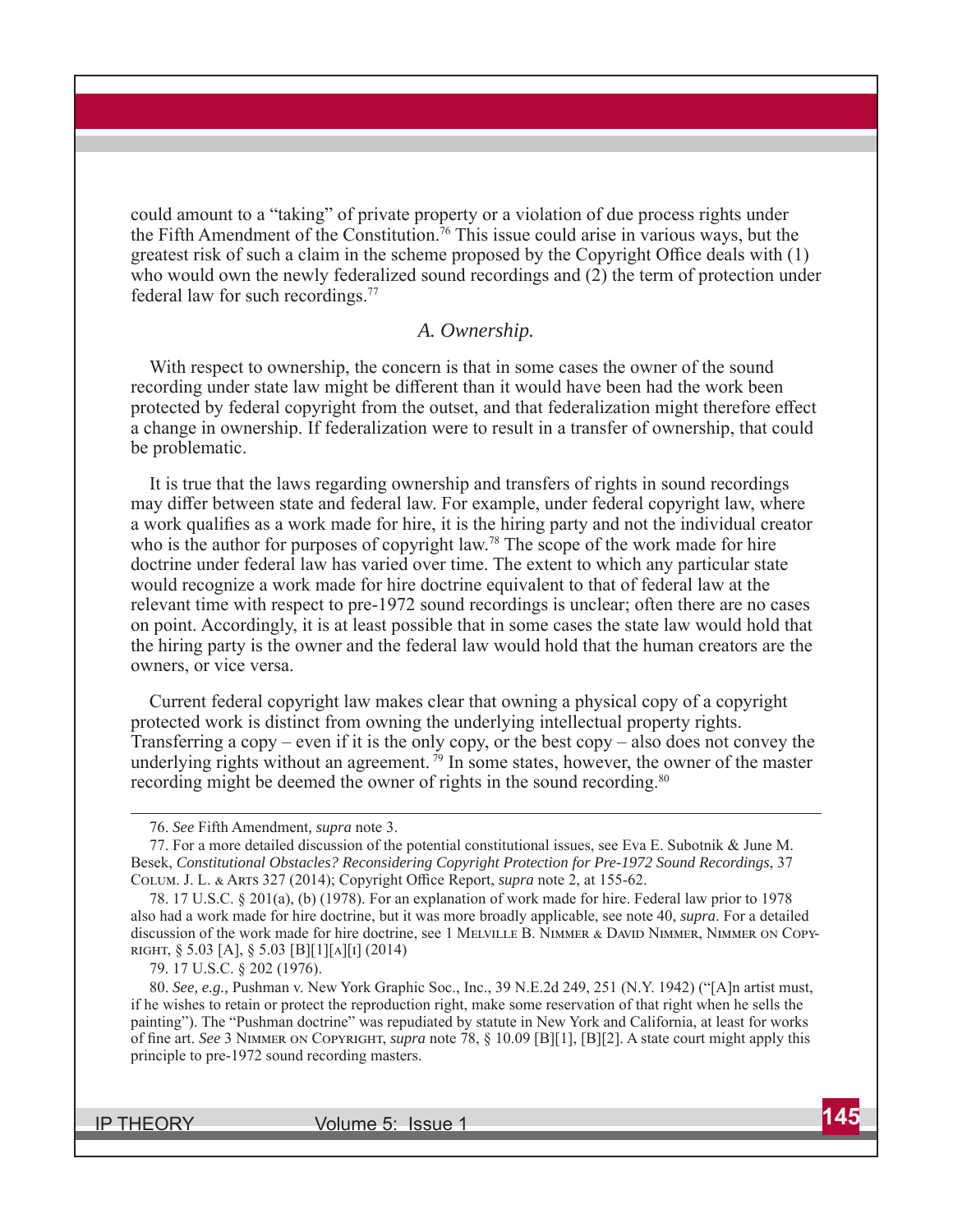could amount to a "taking" of private property or a violation of due process rights under the Fifth Amendment of the Constitution.[76] This issue could arise in various ways, but the greatest risk of such a claim in the scheme proposed by the Copyright Office deals with (1) who would own the newly federalized sound recordings and (2) the term of protection under federal law for such recordings.[77]

### *A. Ownership.*

With respect to ownership, the concern is that in some cases the owner of the sound recording under state law might be different than it would have been had the work been protected by federal copyright from the outset, and that federalization might therefore effect a change in ownership. If federalization were to result in a transfer of ownership, that could be problematic.

It is true that the laws regarding ownership and transfers of rights in sound recordings may differ between state and federal law. For example, under federal copyright law, where a work qualifies as a work made for hire, it is the hiring party and not the individual creator who is the author for purposes of copyright law.[78] The scope of the work made for hire doctrine under federal law has varied over time. The extent to which any particular state would recognize a work made for hire doctrine equivalent to that of federal law at the relevant time with respect to pre-1972 sound recordings is unclear; often there are no cases on point. Accordingly, it is at least possible that in some cases the state law would hold that the hiring party is the owner and the federal law would hold that the human creators are the owners, or vice versa.

Current federal copyright law makes clear that owning a physical copy of a copyright protected work is distinct from owning the underlying intellectual property rights. Transferring a copy – even if it is the only copy, or the best copy – also does not convey the underlying rights without an agreement.[79] In some states, however, the owner of the master recording might be deemed the owner of rights in the sound recording.[80]

---

76. *See* Fifth Amendment*, supra* note 3.

77. For a more detailed discussion of the potential constitutional issues, see Eva E. Subotnik & June M. Besek, *Constitutional Obstacles? Reconsidering Copyright Protection for Pre-1972 Sound Recordings*, 37 Colum. J. L. & Arts 327 (2014); Copyright Office Report, *supra* note 2, at 155-62.

78. 17 U.S.C. § 201(a), (b) (1978). For an explanation of work made for hire. Federal law prior to 1978 also had a work made for hire doctrine, but it was more broadly applicable, see note 40, *supra*. For a detailed discussion of the work made for hire doctrine, see 1 Melville B. Nimmer & David Nimmer, Nimmer on Copyright, § 5.03 [A], § 5.03 [B][1][a][i] (2014)

79. 17 U.S.C. § 202 (1976).

80. *See, e.g.,* Pushman v. New York Graphic Soc., Inc., 39 N.E.2d 249, 251 (N.Y. 1942) ("[A]n artist must, if he wishes to retain or protect the reproduction right, make some reservation of that right when he sells the painting"). The "Pushman doctrine" was repudiated by statute in New York and California, at least for works of fine art. *See* 3 Nimmer on Copyright, *supra* note 78, § 10.09 [B][1], [B][2]. A state court might apply this principle to pre-1972 sound recording masters.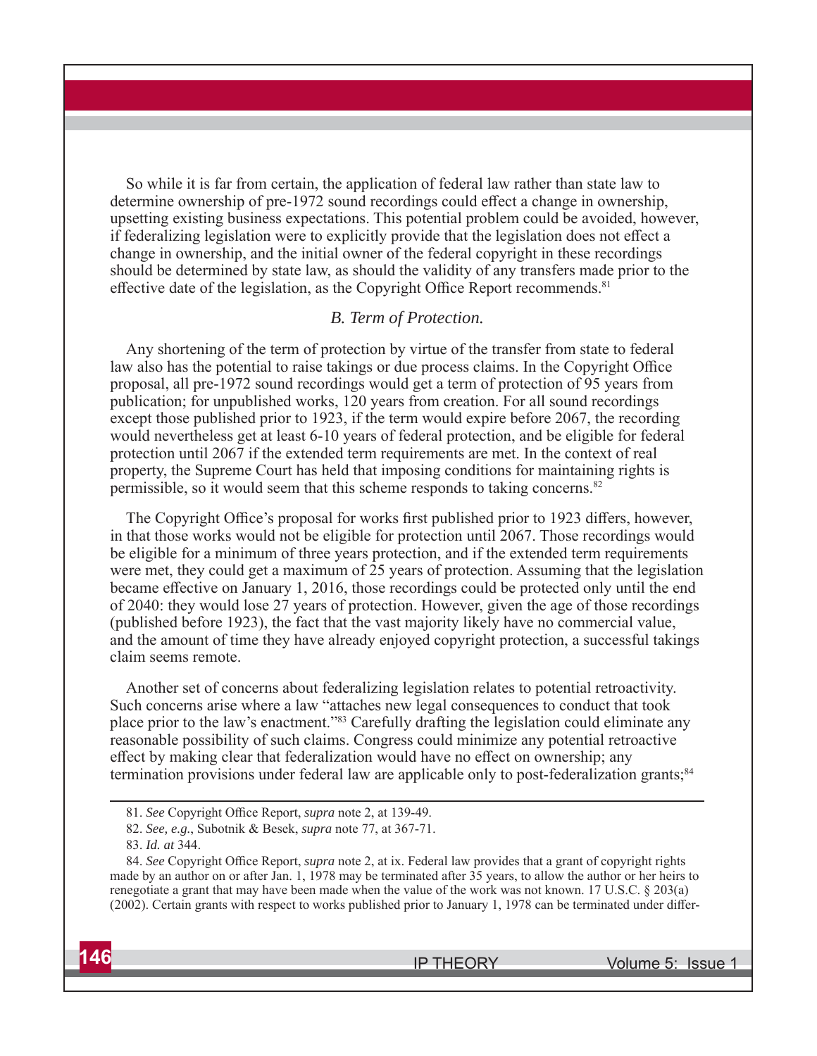So while it is far from certain, the application of federal law rather than state law to determine ownership of pre-1972 sound recordings could effect a change in ownership, upsetting existing business expectations. This potential problem could be avoided, however, if federalizing legislation were to explicitly provide that the legislation does not effect a change in ownership, and the initial owner of the federal copyright in these recordings should be determined by state law, as should the validity of any transfers made prior to the effective date of the legislation, as the Copyright Office Report recommends.[81]

### *B. Term of Protection.*

Any shortening of the term of protection by virtue of the transfer from state to federal law also has the potential to raise takings or due process claims. In the Copyright Office proposal, all pre-1972 sound recordings would get a term of protection of 95 years from publication; for unpublished works, 120 years from creation. For all sound recordings except those published prior to 1923, if the term would expire before 2067, the recording would nevertheless get at least 6-10 years of federal protection, and be eligible for federal protection until 2067 if the extended term requirements are met. In the context of real property, the Supreme Court has held that imposing conditions for maintaining rights is permissible, so it would seem that this scheme responds to taking concerns.[82]

The Copyright Office's proposal for works first published prior to 1923 differs, however, in that those works would not be eligible for protection until 2067. Those recordings would be eligible for a minimum of three years protection, and if the extended term requirements were met, they could get a maximum of 25 years of protection. Assuming that the legislation became effective on January 1, 2016, those recordings could be protected only until the end of 2040: they would lose 27 years of protection. However, given the age of those recordings (published before 1923), the fact that the vast majority likely have no commercial value, and the amount of time they have already enjoyed copyright protection, a successful takings claim seems remote.

Another set of concerns about federalizing legislation relates to potential retroactivity. Such concerns arise where a law "attaches new legal consequences to conduct that took place prior to the law's enactment."[83] Carefully drafting the legislation could eliminate any reasonable possibility of such claims. Congress could minimize any potential retroactive effect by making clear that federalization would have no effect on ownership; any termination provisions under federal law are applicable only to post-federalization grants;[84]

---

81. *See* Copyright Office Report, *supra* note 2, at 139-49.

82. *See, e.g.*, Subotnik & Besek, *supra* note 77, at 367-71.

83. *Id. at* 344.

84. *See* Copyright Office Report, *supra* note 2, at ix. Federal law provides that a grant of copyright rights made by an author on or after Jan. 1, 1978 may be terminated after 35 years, to allow the author or her heirs to renegotiate a grant that may have been made when the value of the work was not known. 17 U.S.C. § 203(a) (2002). Certain grants with respect to works published prior to January 1, 1978 can be terminated under differ-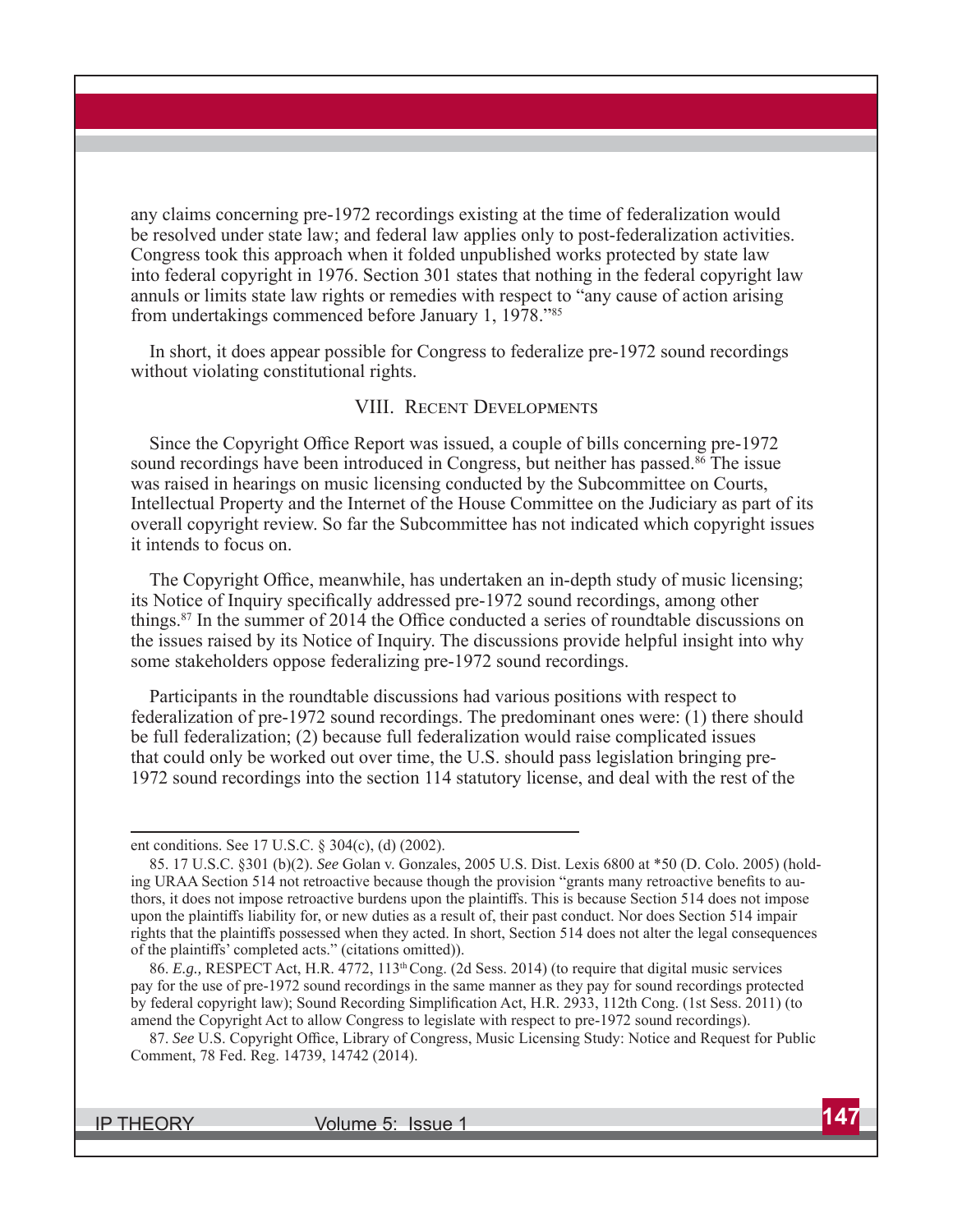any claims concerning pre-1972 recordings existing at the time of federalization would be resolved under state law; and federal law applies only to post-federalization activities. Congress took this approach when it folded unpublished works protected by state law into federal copyright in 1976. Section 301 states that nothing in the federal copyright law annuls or limits state law rights or remedies with respect to "any cause of action arising from undertakings commenced before January 1, 1978."[85]

In short, it does appear possible for Congress to federalize pre-1972 sound recordings without violating constitutional rights.

## VIII. Recent Developments

Since the Copyright Office Report was issued, a couple of bills concerning pre-1972 sound recordings have been introduced in Congress, but neither has passed.[86] The issue was raised in hearings on music licensing conducted by the Subcommittee on Courts, Intellectual Property and the Internet of the House Committee on the Judiciary as part of its overall copyright review. So far the Subcommittee has not indicated which copyright issues it intends to focus on.

The Copyright Office, meanwhile, has undertaken an in-depth study of music licensing; its Notice of Inquiry specifically addressed pre-1972 sound recordings, among other things.[87] In the summer of 2014 the Office conducted a series of roundtable discussions on the issues raised by its Notice of Inquiry. The discussions provide helpful insight into why some stakeholders oppose federalizing pre-1972 sound recordings.

Participants in the roundtable discussions had various positions with respect to federalization of pre-1972 sound recordings. The predominant ones were: (1) there should be full federalization; (2) because full federalization would raise complicated issues that could only be worked out over time, the U.S. should pass legislation bringing pre-1972 sound recordings into the section 114 statutory license, and deal with the rest of the

---

ent conditions. See 17 U.S.C. § 304(c), (d) (2002).

85. 17 U.S.C. §301 (b)(2). *See* Golan v. Gonzales, 2005 U.S. Dist. Lexis 6800 at *50 (D. Colo. 2005) (holding URAA Section 514 not retroactive because though the provision "grants many retroactive benefits to authors, it does not impose retroactive burdens upon the plaintiffs. This is because Section 514 does not impose upon the plaintiffs liability for, or new duties as a result of, their past conduct. Nor does Section 514 impair rights that the plaintiffs possessed when they acted. In short, Section 514 does not alter the legal consequences of the plaintiffs' completed acts." (citations omitted)).

86. *E.g.,* RESPECT Act, H.R. 4772, 113th Cong. (2d Sess. 2014) (to require that digital music services pay for the use of pre-1972 sound recordings in the same manner as they pay for sound recordings protected by federal copyright law); Sound Recording Simplification Act, H.R. 2933, 112th Cong. (1st Sess. 2011) (to amend the Copyright Act to allow Congress to legislate with respect to pre-1972 sound recordings).

87. *See* U.S. Copyright Office, Library of Congress, Music Licensing Study: Notice and Request for Public Comment, 78 Fed. Reg. 14739, 14742 (2014).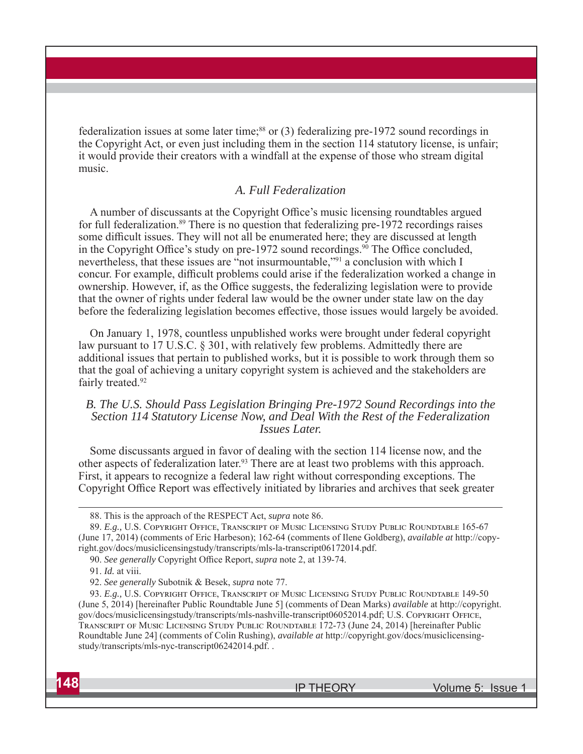federalization issues at some later time;[88] or (3) federalizing pre-1972 sound recordings in the Copyright Act, or even just including them in the section 114 statutory license, is unfair; it would provide their creators with a windfall at the expense of those who stream digital music.

### *A. Full Federalization*

A number of discussants at the Copyright Office's music licensing roundtables argued for full federalization.[89] There is no question that federalizing pre-1972 recordings raises some difficult issues. They will not all be enumerated here; they are discussed at length in the Copyright Office's study on pre-1972 sound recordings.[90] The Office concluded, nevertheless, that these issues are "not insurmountable,"[91] a conclusion with which I concur. For example, difficult problems could arise if the federalization worked a change in ownership. However, if, as the Office suggests, the federalizing legislation were to provide that the owner of rights under federal law would be the owner under state law on the day before the federalizing legislation becomes effective, those issues would largely be avoided.

On January 1, 1978, countless unpublished works were brought under federal copyright law pursuant to 17 U.S.C. § 301, with relatively few problems. Admittedly there are additional issues that pertain to published works, but it is possible to work through them so that the goal of achieving a unitary copyright system is achieved and the stakeholders are fairly treated.[92]

### *B. The U.S. Should Pass Legislation Bringing Pre-1972 Sound Recordings into the Section 114 Statutory License Now, and Deal With the Rest of the Federalization Issues Later.*

Some discussants argued in favor of dealing with the section 114 license now, and the other aspects of federalization later.[93] There are at least two problems with this approach. First, it appears to recognize a federal law right without corresponding exceptions. The Copyright Office Report was effectively initiated by libraries and archives that seek greater

---

88. This is the approach of the RESPECT Act, *supra* note 86.

89. *E.g.,* U.S. Copyright Office, Transcript of Music Licensing Study Public Roundtable 165-67 (June 17, 2014) (comments of Eric Harbeson); 162-64 (comments of Ilene Goldberg), *available at* http://copyright.gov/docs/musiclicensingstudy/transcripts/mls-la-transcript06172014.pdf.

90. *See generally* Copyright Office Report, *supra* note 2, at 139-74.

91. *Id.* at viii.

92. *See generally* Subotnik & Besek, *supra* note 77.

93. *E.g.,* U.S. Copyright Office, Transcript of Music Licensing Study Public Roundtable 149-50 (June 5, 2014) [hereinafter Public Roundtable June 5] (comments of Dean Marks) *available* at http://copyright.gov/docs/musiclicensingstudy/transcripts/mls-nashville-transcript06052014.pdf; U.S. Copyright Office, Transcript of Music Licensing Study Public Roundtable 172-73 (June 24, 2014) [hereinafter Public Roundtable June 24] (comments of Colin Rushing), *available at* http://copyright.gov/docs/musiclicensingstudy/transcripts/mls-nyc-transcript06242014.pdf. .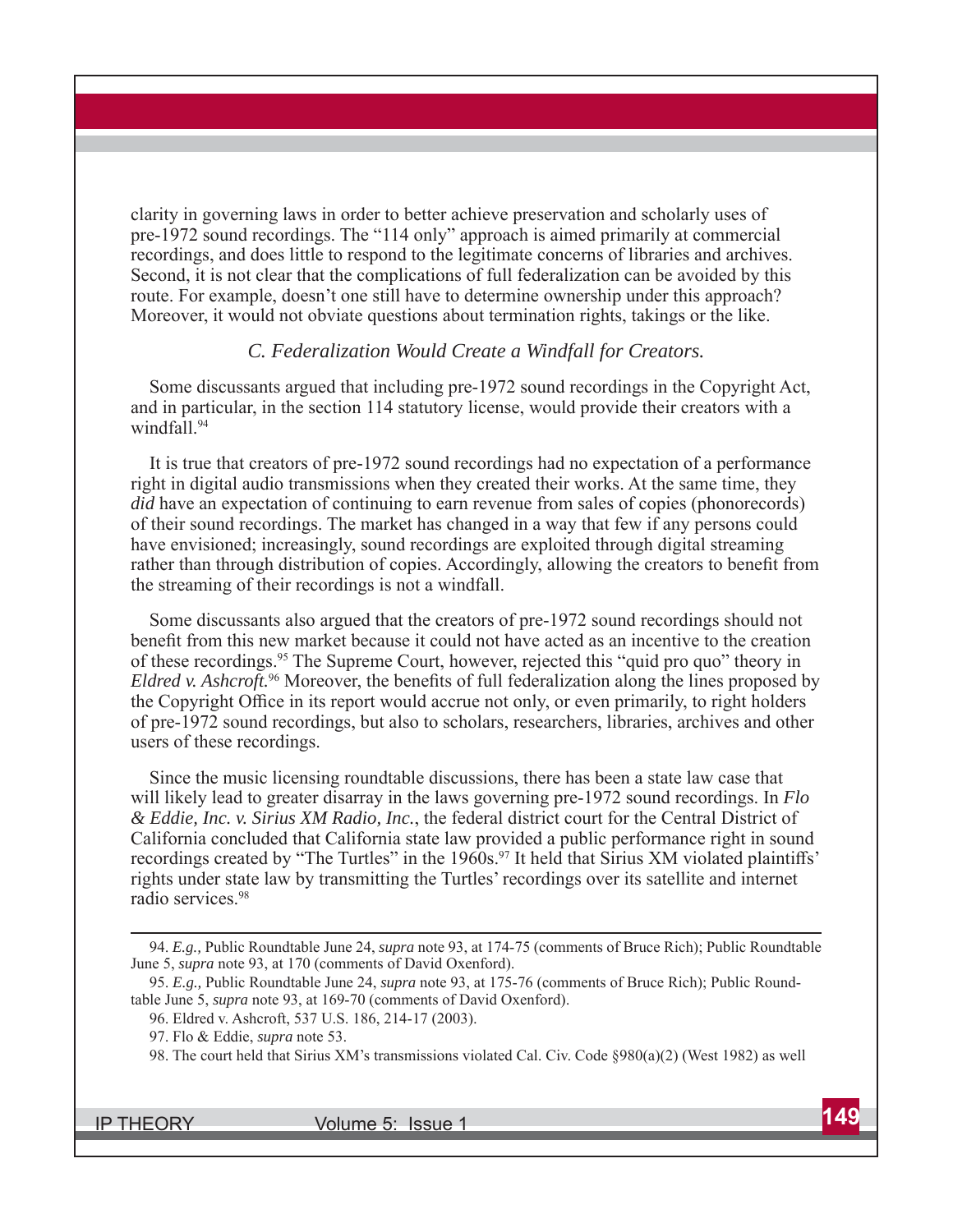clarity in governing laws in order to better achieve preservation and scholarly uses of pre-1972 sound recordings. The "114 only" approach is aimed primarily at commercial recordings, and does little to respond to the legitimate concerns of libraries and archives. Second, it is not clear that the complications of full federalization can be avoided by this route. For example, doesn't one still have to determine ownership under this approach? Moreover, it would not obviate questions about termination rights, takings or the like.

### *C. Federalization Would Create a Windfall for Creators.*

Some discussants argued that including pre-1972 sound recordings in the Copyright Act, and in particular, in the section 114 statutory license, would provide their creators with a windfall.[94]

It is true that creators of pre-1972 sound recordings had no expectation of a performance right in digital audio transmissions when they created their works. At the same time, they *did* have an expectation of continuing to earn revenue from sales of copies (phonorecords) of their sound recordings. The market has changed in a way that few if any persons could have envisioned; increasingly, sound recordings are exploited through digital streaming rather than through distribution of copies. Accordingly, allowing the creators to benefit from the streaming of their recordings is not a windfall.

Some discussants also argued that the creators of pre-1972 sound recordings should not benefit from this new market because it could not have acted as an incentive to the creation of these recordings.[95] The Supreme Court, however, rejected this "quid pro quo" theory in *Eldred v. Ashcroft.*[96] Moreover, the benefits of full federalization along the lines proposed by the Copyright Office in its report would accrue not only, or even primarily, to right holders of pre-1972 sound recordings, but also to scholars, researchers, libraries, archives and other users of these recordings.

Since the music licensing roundtable discussions, there has been a state law case that will likely lead to greater disarray in the laws governing pre-1972 sound recordings. In *Flo & Eddie, Inc. v. Sirius XM Radio, Inc.*, the federal district court for the Central District of California concluded that California state law provided a public performance right in sound recordings created by "The Turtles" in the 1960s.[97] It held that Sirius XM violated plaintiffs' rights under state law by transmitting the Turtles' recordings over its satellite and internet radio services.[98]

---

94. *E.g.,* Public Roundtable June 24, *supra* note 93, at 174-75 (comments of Bruce Rich); Public Roundtable June 5, *supra* note 93, at 170 (comments of David Oxenford).

95. *E.g.,* Public Roundtable June 24, *supra* note 93, at 175-76 (comments of Bruce Rich); Public Roundtable June 5, *supra* note 93, at 169-70 (comments of David Oxenford).

96. Eldred v. Ashcroft, 537 U.S. 186, 214-17 (2003).

97. Flo & Eddie, *supra* note 53.

98. The court held that Sirius XM's transmissions violated Cal. Civ. Code §980(a)(2) (West 1982) as well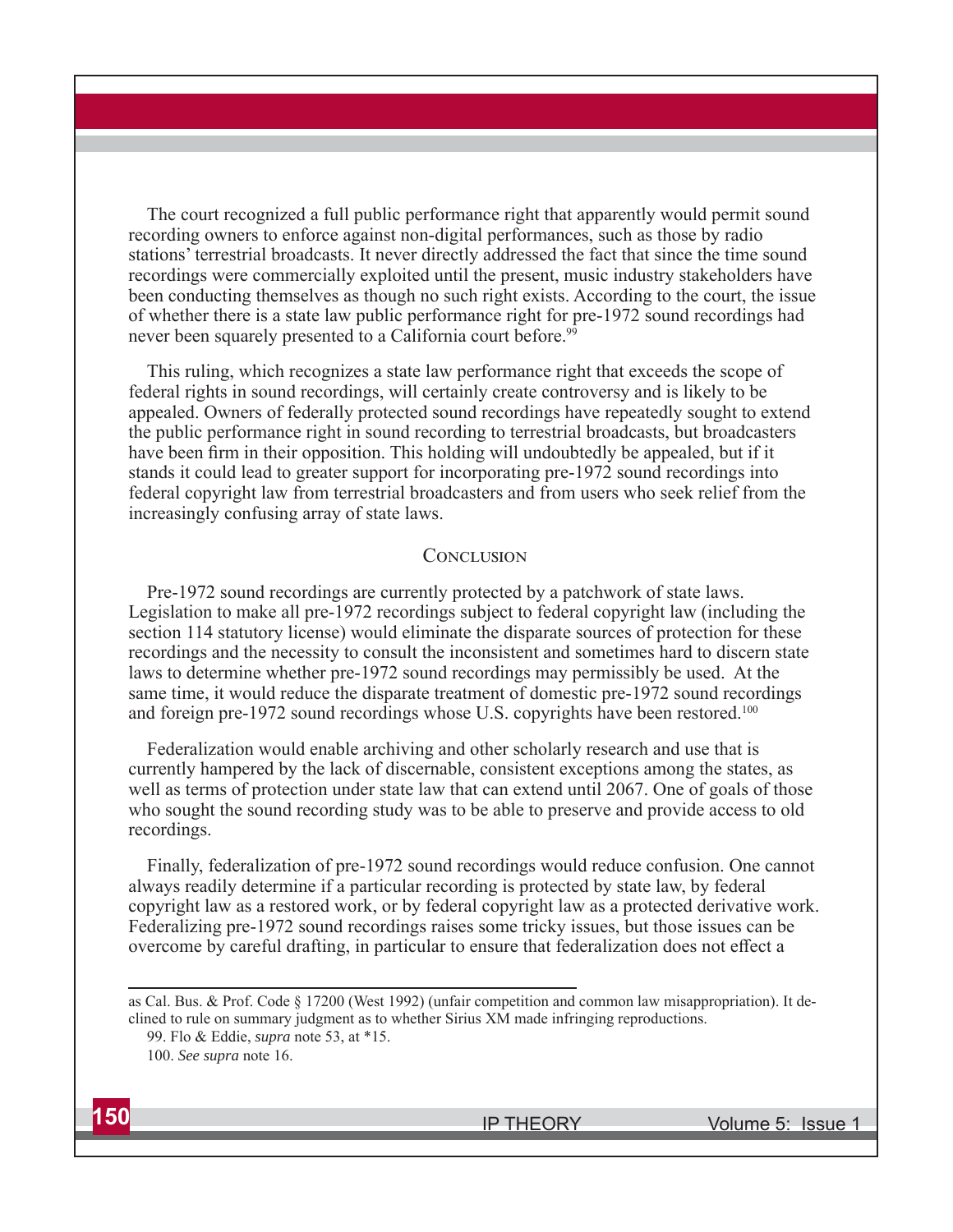The court recognized a full public performance right that apparently would permit sound recording owners to enforce against non-digital performances, such as those by radio stations' terrestrial broadcasts. It never directly addressed the fact that since the time sound recordings were commercially exploited until the present, music industry stakeholders have been conducting themselves as though no such right exists. According to the court, the issue of whether there is a state law public performance right for pre-1972 sound recordings had never been squarely presented to a California court before.[99]

This ruling, which recognizes a state law performance right that exceeds the scope of federal rights in sound recordings, will certainly create controversy and is likely to be appealed. Owners of federally protected sound recordings have repeatedly sought to extend the public performance right in sound recording to terrestrial broadcasts, but broadcasters have been firm in their opposition. This holding will undoubtedly be appealed, but if it stands it could lead to greater support for incorporating pre-1972 sound recordings into federal copyright law from terrestrial broadcasters and from users who seek relief from the increasingly confusing array of state laws.

## Conclusion

Pre-1972 sound recordings are currently protected by a patchwork of state laws. Legislation to make all pre-1972 recordings subject to federal copyright law (including the section 114 statutory license) would eliminate the disparate sources of protection for these recordings and the necessity to consult the inconsistent and sometimes hard to discern state laws to determine whether pre-1972 sound recordings may permissibly be used. At the same time, it would reduce the disparate treatment of domestic pre-1972 sound recordings and foreign pre-1972 sound recordings whose U.S. copyrights have been restored.[100]

Federalization would enable archiving and other scholarly research and use that is currently hampered by the lack of discernable, consistent exceptions among the states, as well as terms of protection under state law that can extend until 2067. One of goals of those who sought the sound recording study was to be able to preserve and provide access to old recordings.

Finally, federalization of pre-1972 sound recordings would reduce confusion. One cannot always readily determine if a particular recording is protected by state law, by federal copyright law as a restored work, or by federal copyright law as a protected derivative work. Federalizing pre-1972 sound recordings raises some tricky issues, but those issues can be overcome by careful drafting, in particular to ensure that federalization does not effect a

---

as Cal. Bus. & Prof. Code § 17200 (West 1992) (unfair competition and common law misappropriation). It declined to rule on summary judgment as to whether Sirius XM made infringing reproductions.

99. Flo & Eddie, *supra* note 53, at *15.

100. *See supra* note 16.